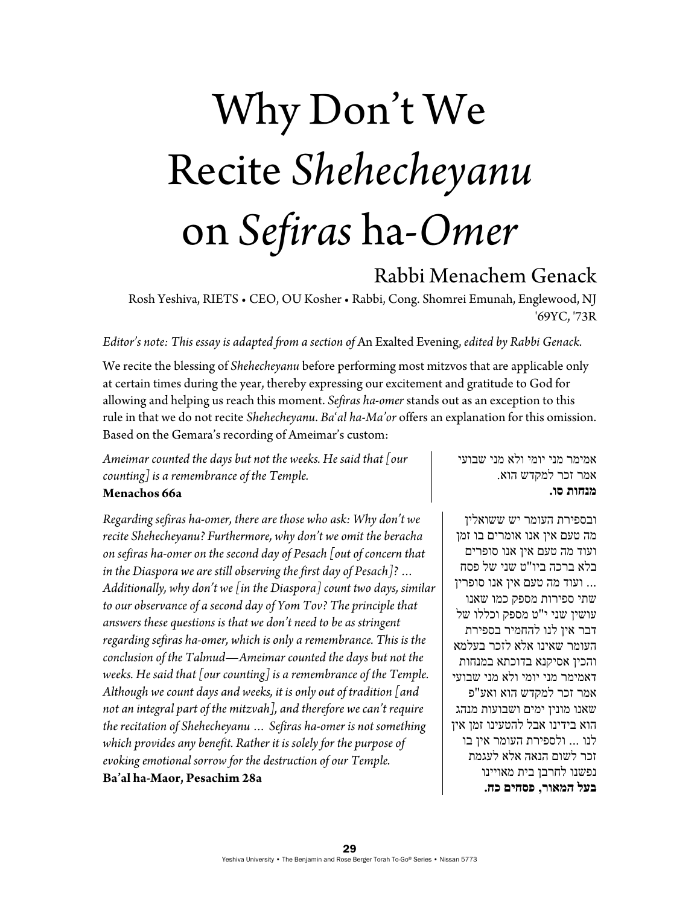# Why Don't We Recite *Shehecheyanu* on *Sefiras* ha-*Omer*

## Rabbi Menachem Genack

Rosh Yeshiva, RIETS • CEO, OU Kosher • Rabbi, Cong. Shomrei Emunah, Englewood, NJ
'69YC, '73R

*Editor's note: This essay is adapted from a section of* An Exalted Evening*, edited by Rabbi Genack.*

We recite the blessing of *Shehecheyanu* before performing most mitzvos that are applicable only at certain times during the year, thereby expressing our excitement and gratitude to God for allowing and helping us reach this moment. *Sefiras ha-omer* stands out as an exception to this rule in that we do not recite *Shehecheyanu*. *Ba'al ha-Ma'or* offers an explanation for this omission. Based on the Gemara's recording of Ameimar's custom:

*Ameimar counted the days but not the weeks. He said that [our counting] is a remembrance of the Temple.*
**Menachos 66a**

אמימר מני יומי ולא מני שבועי אמר זכר למקדש הוא.
**מנחות סו.**

*Regarding sefiras ha-omer, there are those who ask: Why don't we recite Shehecheyanu? Furthermore, why don't we omit the beracha on sefiras ha-omer on the second day of Pesach [out of concern that in the Diaspora we are still observing the first day of Pesach]? … Additionally, why don't we [in the Diaspora] count two days, similar to our observance of a second day of Yom Tov? The principle that answers these questions is that we don't need to be as stringent regarding sefiras ha-omer, which is only a remembrance. This is the conclusion of the Talmud—Ameimar counted the days but not the weeks. He said that [our counting] is a remembrance of the Temple. Although we count days and weeks, it is only out of tradition [and not an integral part of the mitzvah], and therefore we can't require the recitation of Shehecheyanu … Sefiras ha-omer is not something which provides any benefit. Rather it is solely for the purpose of evoking emotional sorrow for the destruction of our Temple.*
**Ba'al ha-Maor, Pesachim 28a**

ובספירת העומר יש ששואלין מה טעם אין אנו אומרים בו זמן ועוד מה טעם אין אנו סופרים בלא ברכה ביו"ט שני של פסח ... ועוד מה טעם אין אנו סופרין שתי ספירות מספק כמו שאנו עושין שני י"ט מספק וכללו של דבר אין לנו להחמיר בספירת העומר שאינו אלא לזכר בעלמא והכין אסיקנא בדוכתא במנחות דאמימר מני יומי ולא מני שבועי אמר זכר למקדש הוא ואע"פ שאנו מונין ימים ושבועות מנהג הוא בידינו אבל להטעינו זמן אין לנו ... ולספירת העומר אין בו זכר לשום הנאה אלא לעגמת נפשנו לחרבן בית מאויינו
**בעל המאור, פסחים כח.**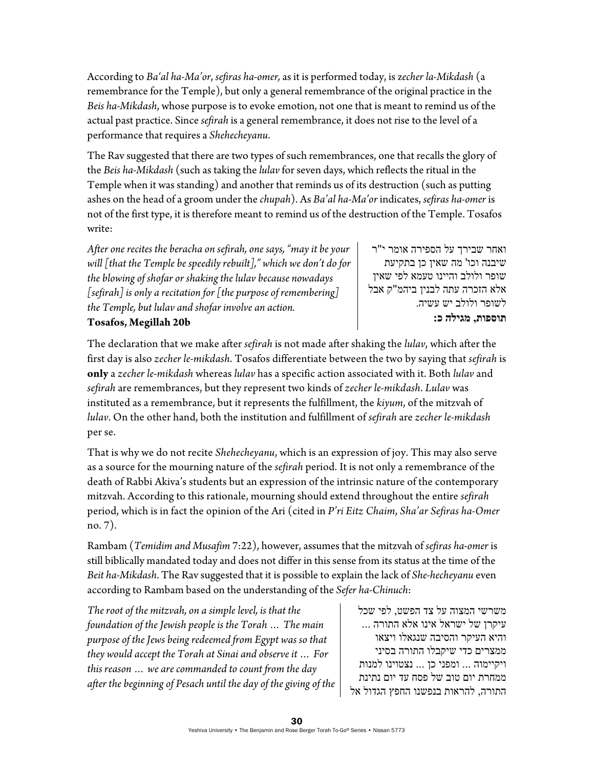According to *Ba'al ha-Ma'or*, *sefiras ha-omer,* as it is performed today, is *zecher la-Mikdash* (a remembrance for the Temple), but only a general remembrance of the original practice in the *Beis ha-Mikdash*, whose purpose is to evoke emotion, not one that is meant to remind us of the actual past practice. Since *sefirah* is a general remembrance, it does not rise to the level of a performance that requires a *Shehecheyanu*.

The Rav suggested that there are two types of such remembrances, one that recalls the glory of the *Beis ha-Mikdash* (such as taking the *lulav* for seven days, which reflects the ritual in the Temple when it was standing) and another that reminds us of its destruction (such as putting ashes on the head of a groom under the *chupah*). As *Ba'al ha-Ma'or* indicates, *sefiras ha-omer* is not of the first type, it is therefore meant to remind us of the destruction of the Temple. Tosafos write:

*After one recites the beracha on sefirah, one says, "may it be your will [that the Temple be speedily rebuilt]," which we don't do for the blowing of shofar or shaking the lulav because nowadays [sefirah] is only a recitation for [the purpose of remembering] the Temple, but lulav and shofar involve an action.*
**Tosafos, Megillah 20b**

ואחר שבירך על הספירה אומר י"ר שיבנה וכו' מה שאין כן בתקיעת שופר ולולב והיינו טעמא לפי שאין אלא הזכרה עתה לבנין ביהמ"ק אבל לשופר ולולב יש עשיה.
**תוספות, מגילה כ:**

The declaration that we make after *sefirah* is not made after shaking the *lulav*, which after the first day is also *zecher le-mikdash*. Tosafos differentiate between the two by saying that *sefirah* is **only** a *zecher le-mikdash* whereas *lulav* has a specific action associated with it. Both *lulav* and *sefirah* are remembrances, but they represent two kinds of *zecher le-mikdash*. *Lulav* was instituted as a remembrance, but it represents the fulfillment, the *kiyum*, of the mitzvah of *lulav*. On the other hand, both the institution and fulfillment of *sefirah* are *zecher le-mikdash* per se.

That is why we do not recite *Shehecheyanu*, which is an expression of joy. This may also serve as a source for the mourning nature of the *sefirah* period. It is not only a remembrance of the death of Rabbi Akiva's students but an expression of the intrinsic nature of the contemporary mitzvah. According to this rationale, mourning should extend throughout the entire *sefirah* period, which is in fact the opinion of the Ari (cited in *P'ri Eitz Chaim*, *Sha'ar Sefiras ha-Omer* no. 7).

Rambam (*Temidim and Musafim* 7:22), however, assumes that the mitzvah of *sefiras ha-omer* is still biblically mandated today and does not differ in this sense from its status at the time of the *Beit ha-Mikdash*. The Rav suggested that it is possible to explain the lack of *She-hecheyanu* even according to Rambam based on the understanding of the *Sefer ha-Chinuch*:

*The root of the mitzvah, on a simple level, is that the foundation of the Jewish people is the Torah … The main purpose of the Jews being redeemed from Egypt was so that they would accept the Torah at Sinai and observe it … For this reason … we are commanded to count from the day after the beginning of Pesach until the day of the giving of the*

משרשי המצוה על צד הפשט, לפי שכל עיקרן של ישראל אינו אלא התורה ... והיא העיקר והסיבה שנגאלו ויצאו ממצרים כדי שיקבלו התורה בסיני ויקיימוה ... ומפני כן ... נצטוינו למנות ממחרת יום טוב של פסח עד יום נתינת התורה, להראות בנפשנו החפץ הגדול אל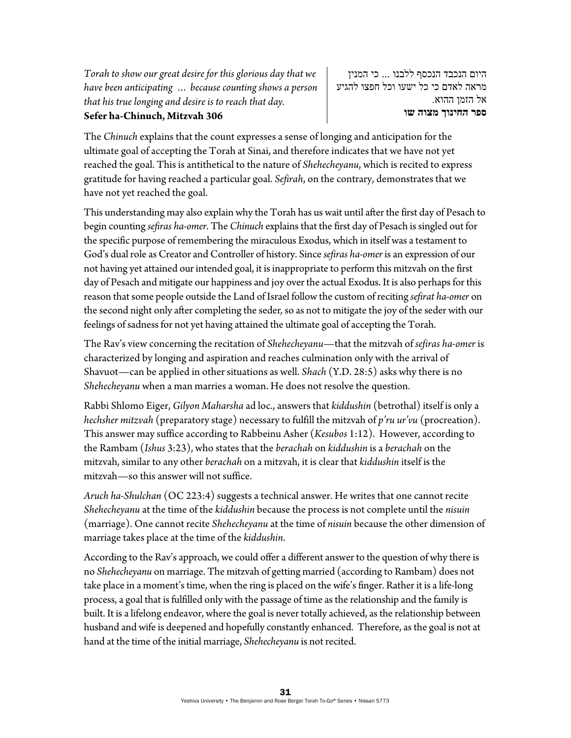*Torah to show our great desire for this glorious day that we have been anticipating … because counting shows a person that his true longing and desire is to reach that day.*
**Sefer ha-Chinuch, Mitzvah 306**

היום הנכבד הנכסף ללבנו ... כי המנין מראה לאדם כי כל ישעו וכל חפצו להגיע אל הזמן ההוא.
**ספר החינוך מצוה שו**

The *Chinuch* explains that the count expresses a sense of longing and anticipation for the ultimate goal of accepting the Torah at Sinai, and therefore indicates that we have not yet reached the goal. This is antithetical to the nature of *Shehecheyanu*, which is recited to express gratitude for having reached a particular goal. *Sefirah*, on the contrary, demonstrates that we have not yet reached the goal.

This understanding may also explain why the Torah has us wait until after the first day of Pesach to begin counting *sefiras ha-omer*. The *Chinuch* explains that the first day of Pesach is singled out for the specific purpose of remembering the miraculous Exodus, which in itself was a testament to God's dual role as Creator and Controller of history. Since *sefiras ha-omer* is an expression of our not having yet attained our intended goal, it is inappropriate to perform this mitzvah on the first day of Pesach and mitigate our happiness and joy over the actual Exodus. It is also perhaps for this reason that some people outside the Land of Israel follow the custom of reciting *sefirat ha-omer* on the second night only after completing the seder, so as not to mitigate the joy of the seder with our feelings of sadness for not yet having attained the ultimate goal of accepting the Torah.

The Rav's view concerning the recitation of *Shehecheyanu*—that the mitzvah of *sefiras ha-omer* is characterized by longing and aspiration and reaches culmination only with the arrival of Shavuot—can be applied in other situations as well. *Shach* (Y.D. 28:5) asks why there is no *Shehecheyanu* when a man marries a woman. He does not resolve the question.

Rabbi Shlomo Eiger, *Gilyon Maharsha* ad loc., answers that *kiddushin* (betrothal) itself is only a *hechsher mitzvah* (preparatory stage) necessary to fulfill the mitzvah of *p'ru ur'vu* (procreation). This answer may suffice according to Rabbeinu Asher (*Kesubos* 1:12). However, according to the Rambam (*Ishus* 3:23), who states that the *berachah* on *kiddushin* is a *berachah* on the mitzvah, similar to any other *berachah* on a mitzvah, it is clear that *kiddushin* itself is the mitzvah—so this answer will not suffice.

*Aruch ha-Shulchan* (OC 223:4) suggests a technical answer. He writes that one cannot recite *Shehecheyanu* at the time of the *kiddushin* because the process is not complete until the *nisuin* (marriage). One cannot recite *Shehecheyanu* at the time of *nisuin* because the other dimension of marriage takes place at the time of the *kiddushin*.

According to the Rav's approach, we could offer a different answer to the question of why there is no *Shehecheyanu* on marriage. The mitzvah of getting married (according to Rambam) does not take place in a moment's time, when the ring is placed on the wife's finger. Rather it is a life-long process, a goal that is fulfilled only with the passage of time as the relationship and the family is built. It is a lifelong endeavor, where the goal is never totally achieved, as the relationship between husband and wife is deepened and hopefully constantly enhanced. Therefore, as the goal is not at hand at the time of the initial marriage, *Shehecheyanu* is not recited.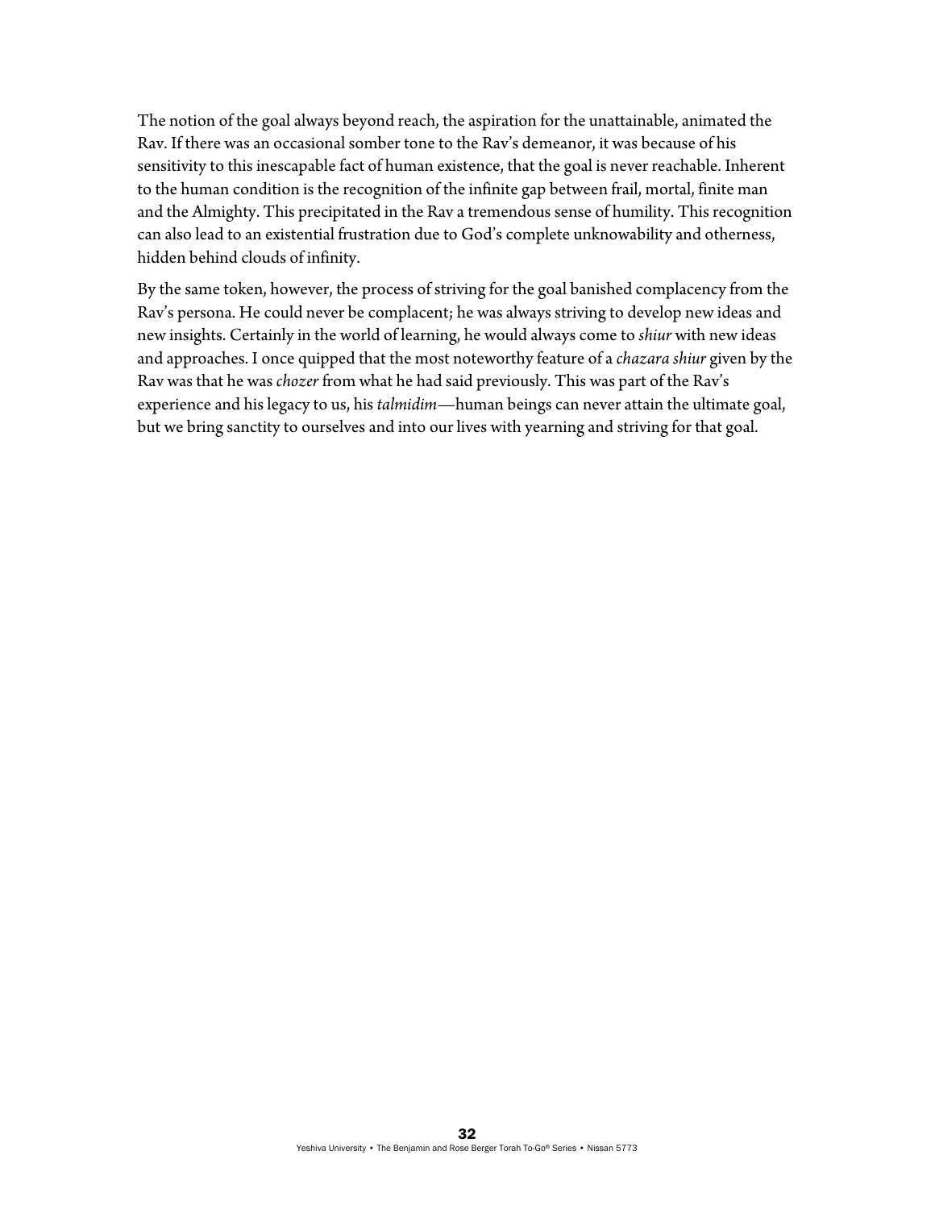The notion of the goal always beyond reach, the aspiration for the unattainable, animated the Rav. If there was an occasional somber tone to the Rav's demeanor, it was because of his sensitivity to this inescapable fact of human existence, that the goal is never reachable. Inherent to the human condition is the recognition of the infinite gap between frail, mortal, finite man and the Almighty. This precipitated in the Rav a tremendous sense of humility. This recognition can also lead to an existential frustration due to God's complete unknowability and otherness, hidden behind clouds of infinity.

By the same token, however, the process of striving for the goal banished complacency from the Rav's persona. He could never be complacent; he was always striving to develop new ideas and new insights. Certainly in the world of learning, he would always come to *shiur* with new ideas and approaches. I once quipped that the most noteworthy feature of a *chazara shiur* given by the Rav was that he was *chozer* from what he had said previously. This was part of the Rav's experience and his legacy to us, his *talmidim*—human beings can never attain the ultimate goal, but we bring sanctity to ourselves and into our lives with yearning and striving for that goal.